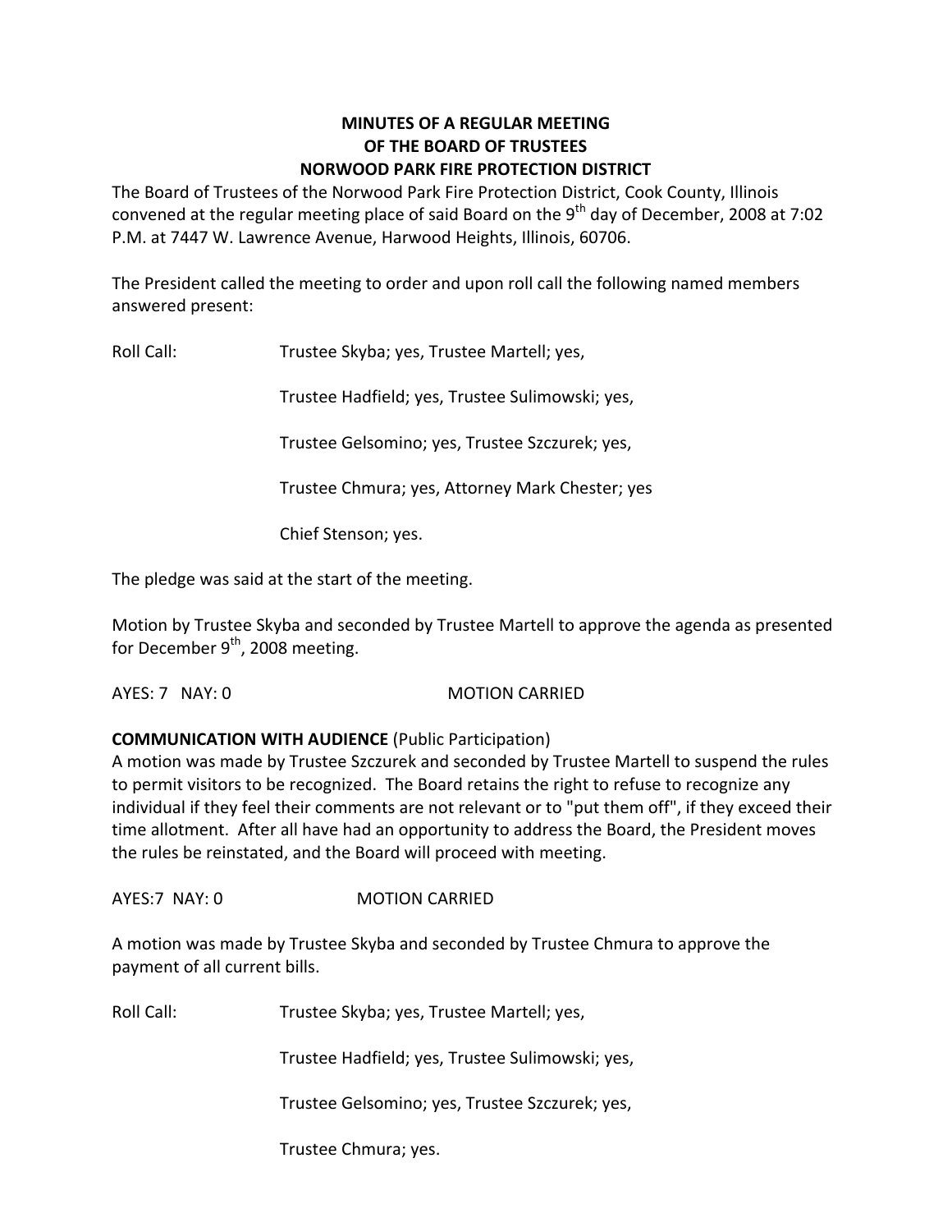**MINUTES OF A REGULAR MEETING**
**OF THE BOARD OF TRUSTEES**
**NORWOOD PARK FIRE PROTECTION DISTRICT**

The Board of Trustees of the Norwood Park Fire Protection District, Cook County, Illinois convened at the regular meeting place of said Board on the 9th day of December, 2008 at 7:02 P.M. at 7447 W. Lawrence Avenue, Harwood Heights, Illinois, 60706.

The President called the meeting to order and upon roll call the following named members answered present:

Roll Call: Trustee Skyba; yes, Trustee Martell; yes,

Trustee Hadfield; yes, Trustee Sulimowski; yes,

Trustee Gelsomino; yes, Trustee Szczurek; yes,

Trustee Chmura; yes, Attorney Mark Chester; yes

Chief Stenson; yes.

The pledge was said at the start of the meeting.

Motion by Trustee Skyba and seconded by Trustee Martell to approve the agenda as presented for December 9th, 2008 meeting.

AYES: 7 NAY: 0 MOTION CARRIED

**COMMUNICATION WITH AUDIENCE** (Public Participation)
A motion was made by Trustee Szczurek and seconded by Trustee Martell to suspend the rules to permit visitors to be recognized. The Board retains the right to refuse to recognize any individual if they feel their comments are not relevant or to "put them off", if they exceed their time allotment. After all have had an opportunity to address the Board, the President moves the rules be reinstated, and the Board will proceed with meeting.

AYES:7 NAY: 0 MOTION CARRIED

A motion was made by Trustee Skyba and seconded by Trustee Chmura to approve the payment of all current bills.

Roll Call: Trustee Skyba; yes, Trustee Martell; yes,

Trustee Hadfield; yes, Trustee Sulimowski; yes,

Trustee Gelsomino; yes, Trustee Szczurek; yes,

Trustee Chmura; yes.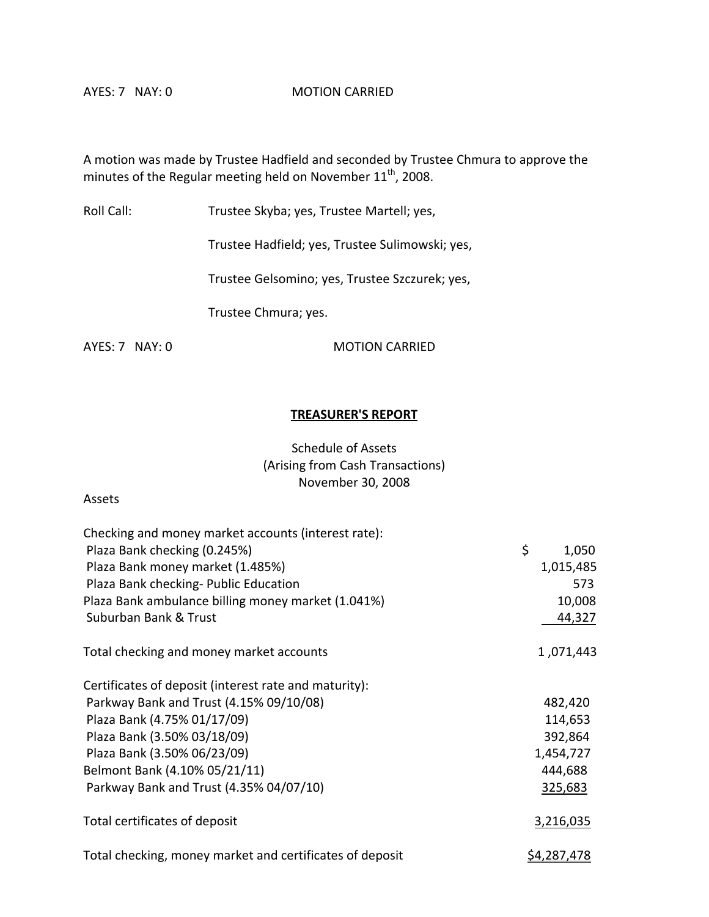AYES: 7 NAY: 0 MOTION CARRIED

A motion was made by Trustee Hadfield and seconded by Trustee Chmura to approve the minutes of the Regular meeting held on November 11th, 2008.

Roll Call: Trustee Skyba; yes, Trustee Martell; yes,

Trustee Hadfield; yes, Trustee Sulimowski; yes,

Trustee Gelsomino; yes, Trustee Szczurek; yes,

Trustee Chmura; yes.

AYES: 7 NAY: 0 MOTION CARRIED

## TREASURER'S REPORT

Schedule of Assets
(Arising from Cash Transactions)
November 30, 2008

Assets

| | |
|---|---|
| Checking and money market accounts (interest rate): | |
| Plaza Bank checking (0.245%) | $ 1,050 |
| Plaza Bank money market (1.485%) | 1,015,485 |
| Plaza Bank checking- Public Education | 573 |
| Plaza Bank ambulance billing money market (1.041%) | 10,008 |
| Suburban Bank & Trust | 44,327 |
| Total checking and money market accounts | 1 ,071,443 |
| Certificates of deposit (interest rate and maturity): | |
| Parkway Bank and Trust (4.15% 09/10/08) | 482,420 |
| Plaza Bank (4.75% 01/17/09) | 114,653 |
| Plaza Bank (3.50% 03/18/09) | 392,864 |
| Plaza Bank (3.50% 06/23/09) | 1,454,727 |
| Belmont Bank (4.10% 05/21/11) | 444,688 |
| Parkway Bank and Trust (4.35% 04/07/10) | 325,683 |
| Total certificates of deposit | 3,216,035 |
| Total checking, money market and certificates of deposit | $4,287,478 |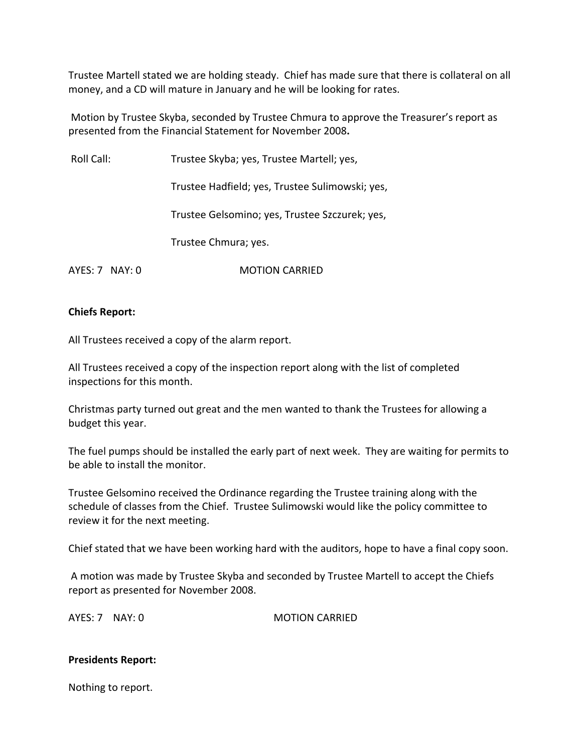Trustee Martell stated we are holding steady. Chief has made sure that there is collateral on all money, and a CD will mature in January and he will be looking for rates.

Motion by Trustee Skyba, seconded by Trustee Chmura to approve the Treasurer's report as presented from the Financial Statement for November 2008**.**

Roll Call: Trustee Skyba; yes, Trustee Martell; yes,

Trustee Hadfield; yes, Trustee Sulimowski; yes,

Trustee Gelsomino; yes, Trustee Szczurek; yes,

Trustee Chmura; yes.

AYES: 7 NAY: 0 MOTION CARRIED

**Chiefs Report:**

All Trustees received a copy of the alarm report.

All Trustees received a copy of the inspection report along with the list of completed inspections for this month.

Christmas party turned out great and the men wanted to thank the Trustees for allowing a budget this year.

The fuel pumps should be installed the early part of next week. They are waiting for permits to be able to install the monitor.

Trustee Gelsomino received the Ordinance regarding the Trustee training along with the schedule of classes from the Chief. Trustee Sulimowski would like the policy committee to review it for the next meeting.

Chief stated that we have been working hard with the auditors, hope to have a final copy soon.

A motion was made by Trustee Skyba and seconded by Trustee Martell to accept the Chiefs report as presented for November 2008.

AYES: 7 NAY: 0 MOTION CARRIED

**Presidents Report:**

Nothing to report.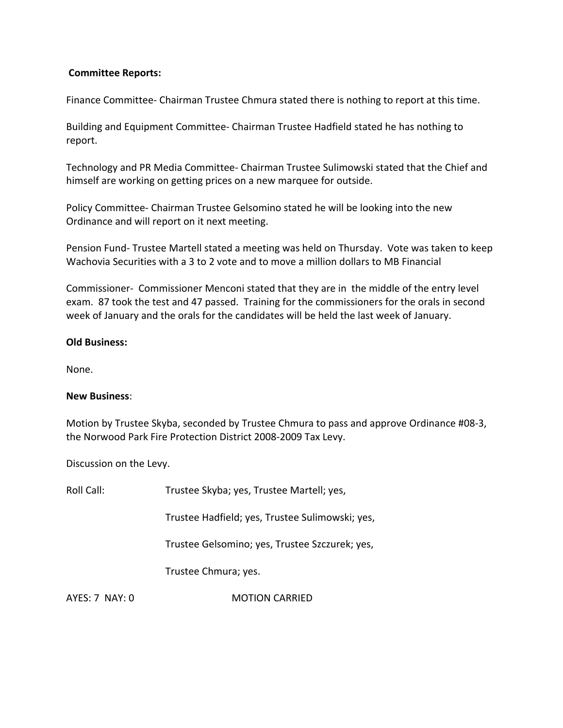**Committee Reports:**

Finance Committee- Chairman Trustee Chmura stated there is nothing to report at this time.

Building and Equipment Committee- Chairman Trustee Hadfield stated he has nothing to report.

Technology and PR Media Committee- Chairman Trustee Sulimowski stated that the Chief and himself are working on getting prices on a new marquee for outside.

Policy Committee- Chairman Trustee Gelsomino stated he will be looking into the new Ordinance and will report on it next meeting.

Pension Fund- Trustee Martell stated a meeting was held on Thursday. Vote was taken to keep Wachovia Securities with a 3 to 2 vote and to move a million dollars to MB Financial

Commissioner- Commissioner Menconi stated that they are in the middle of the entry level exam. 87 took the test and 47 passed. Training for the commissioners for the orals in second week of January and the orals for the candidates will be held the last week of January.

**Old Business:**

None.

**New Business**:

Motion by Trustee Skyba, seconded by Trustee Chmura to pass and approve Ordinance #08-3, the Norwood Park Fire Protection District 2008-2009 Tax Levy.

Discussion on the Levy.

Roll Call: Trustee Skyba; yes, Trustee Martell; yes,

Trustee Hadfield; yes, Trustee Sulimowski; yes,

Trustee Gelsomino; yes, Trustee Szczurek; yes,

Trustee Chmura; yes.

AYES: 7 NAY: 0 MOTION CARRIED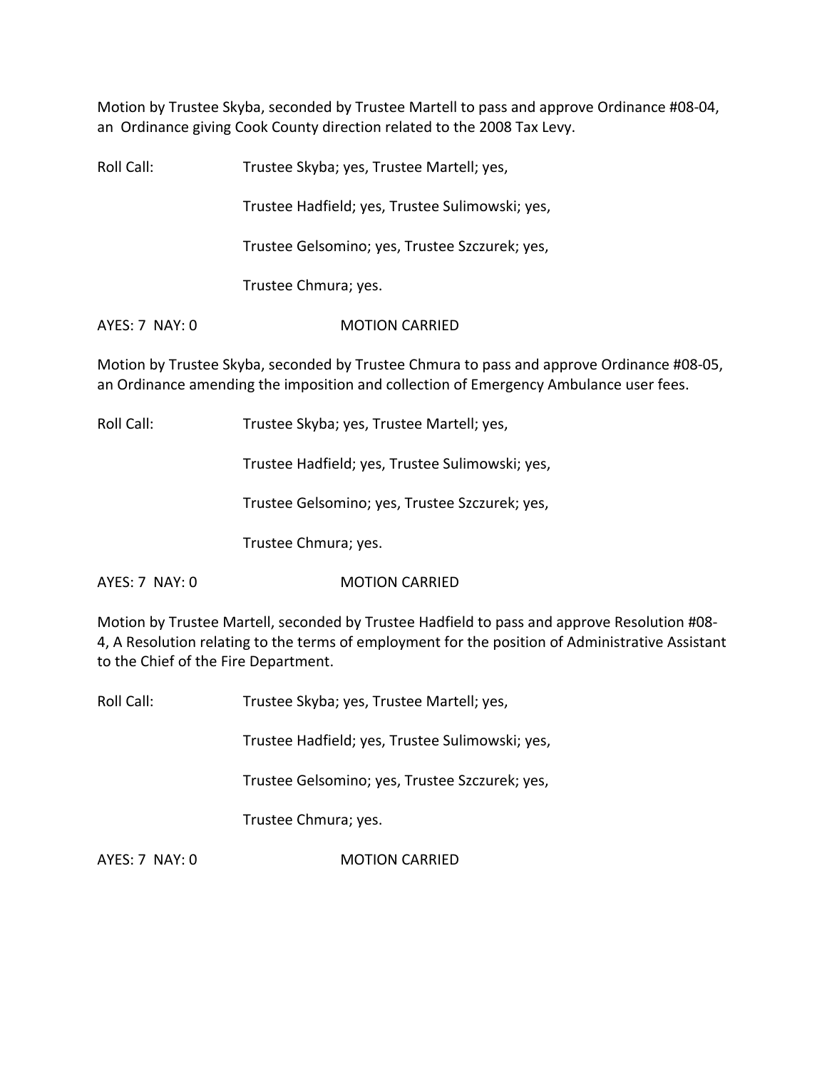Motion by Trustee Skyba, seconded by Trustee Martell to pass and approve Ordinance #08-04, an Ordinance giving Cook County direction related to the 2008 Tax Levy.

Roll Call: Trustee Skyba; yes, Trustee Martell; yes,

Trustee Hadfield; yes, Trustee Sulimowski; yes,

Trustee Gelsomino; yes, Trustee Szczurek; yes,

Trustee Chmura; yes.

AYES: 7 NAY: 0 MOTION CARRIED

Motion by Trustee Skyba, seconded by Trustee Chmura to pass and approve Ordinance #08-05, an Ordinance amending the imposition and collection of Emergency Ambulance user fees.

Roll Call: Trustee Skyba; yes, Trustee Martell; yes,

Trustee Hadfield; yes, Trustee Sulimowski; yes,

Trustee Gelsomino; yes, Trustee Szczurek; yes,

Trustee Chmura; yes.

AYES: 7 NAY: 0 MOTION CARRIED

Motion by Trustee Martell, seconded by Trustee Hadfield to pass and approve Resolution #08-4, A Resolution relating to the terms of employment for the position of Administrative Assistant to the Chief of the Fire Department.

Roll Call: Trustee Skyba; yes, Trustee Martell; yes,

Trustee Hadfield; yes, Trustee Sulimowski; yes,

Trustee Gelsomino; yes, Trustee Szczurek; yes,

Trustee Chmura; yes.

AYES: 7 NAY: 0 MOTION CARRIED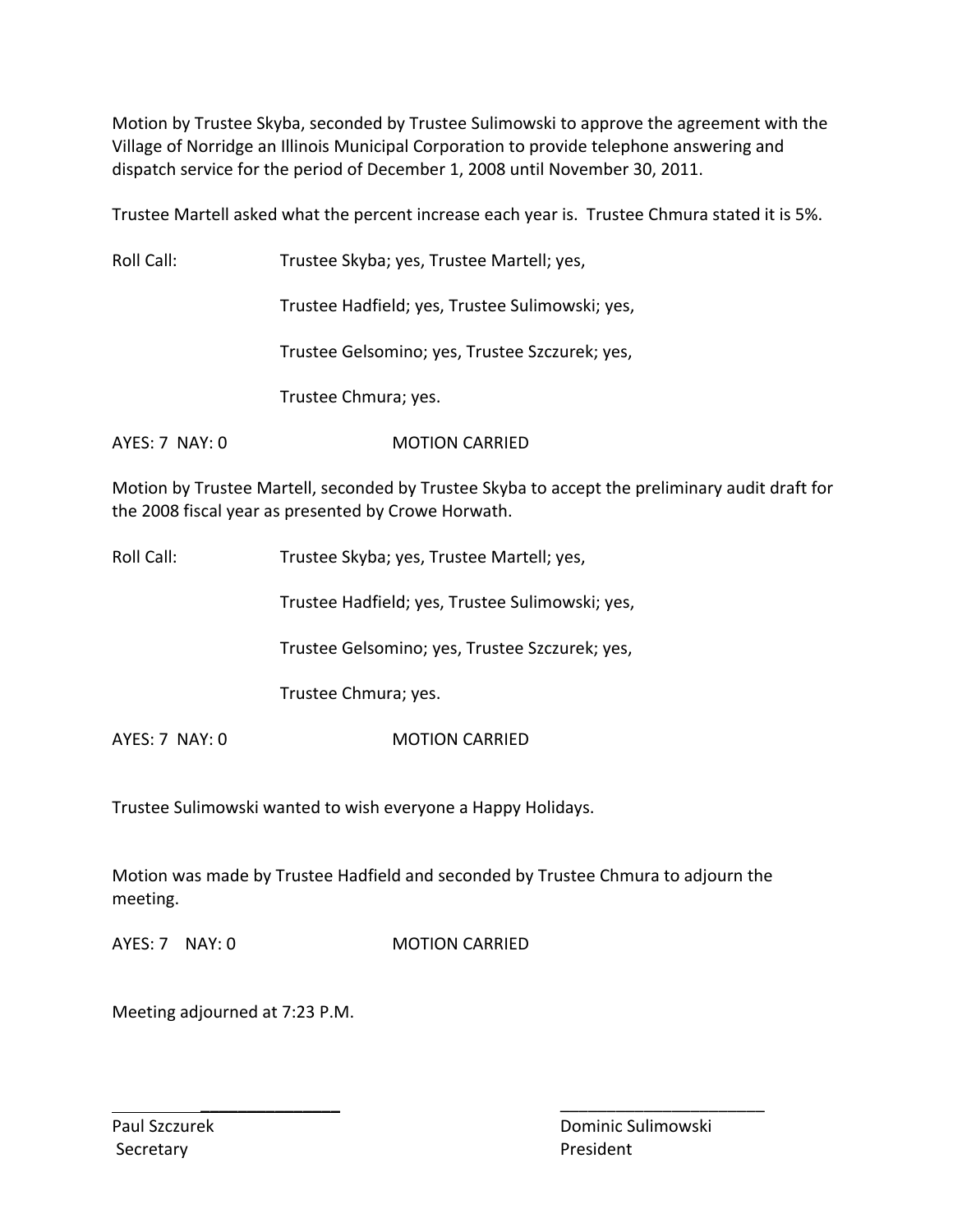Motion by Trustee Skyba, seconded by Trustee Sulimowski to approve the agreement with the Village of Norridge an Illinois Municipal Corporation to provide telephone answering and dispatch service for the period of December 1, 2008 until November 30, 2011.

Trustee Martell asked what the percent increase each year is. Trustee Chmura stated it is 5%.

Roll Call: Trustee Skyba; yes, Trustee Martell; yes,

Trustee Hadfield; yes, Trustee Sulimowski; yes,

Trustee Gelsomino; yes, Trustee Szczurek; yes,

Trustee Chmura; yes.

AYES: 7 NAY: 0 MOTION CARRIED

Motion by Trustee Martell, seconded by Trustee Skyba to accept the preliminary audit draft for the 2008 fiscal year as presented by Crowe Horwath.

Roll Call: Trustee Skyba; yes, Trustee Martell; yes,

Trustee Hadfield; yes, Trustee Sulimowski; yes,

Trustee Gelsomino; yes, Trustee Szczurek; yes,

Trustee Chmura; yes.

AYES: 7 NAY: 0 MOTION CARRIED

Trustee Sulimowski wanted to wish everyone a Happy Holidays.

Motion was made by Trustee Hadfield and seconded by Trustee Chmura to adjourn the meeting.

AYES: 7 NAY: 0 MOTION CARRIED

Meeting adjourned at 7:23 P.M.

___________________________ ___________________________

Paul Szczurek
Secretary

Dominic Sulimowski
President